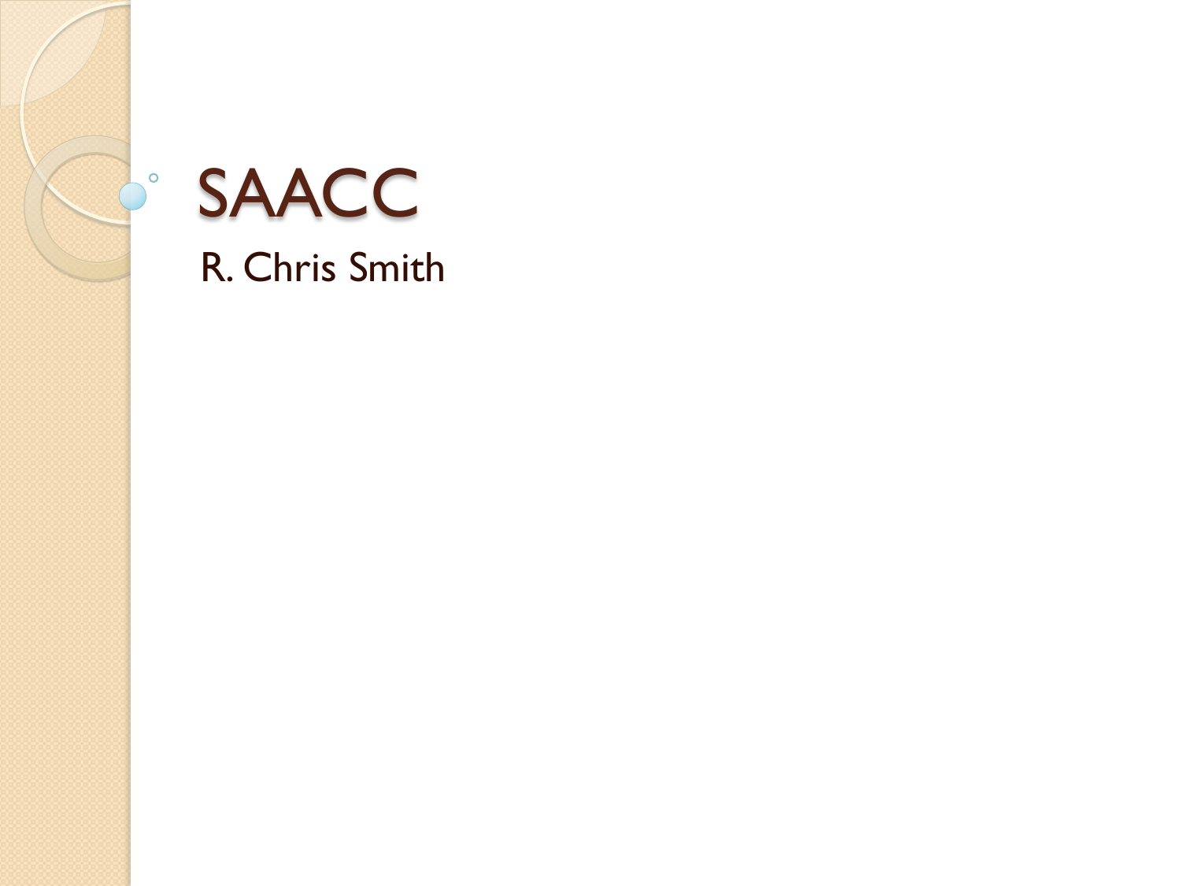# SAACC

R. Chris Smith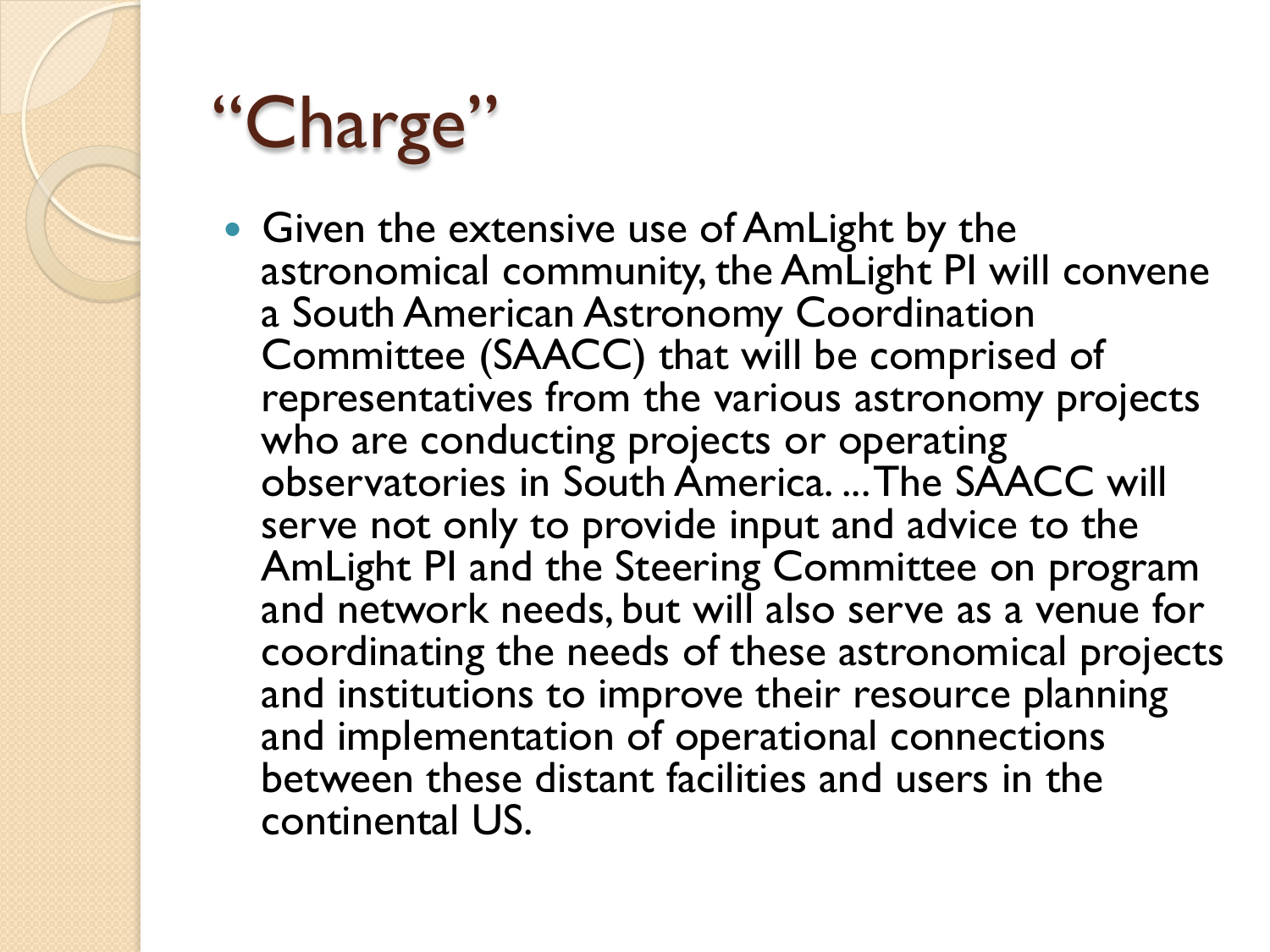# “Charge”

- Given the extensive use of AmLight by the astronomical community, the AmLight PI will convene a South American Astronomy Coordination Committee (SAACC) that will be comprised of representatives from the various astronomy projects who are conducting projects or operating observatories in South America. ... The SAACC will serve not only to provide input and advice to the AmLight PI and the Steering Committee on program and network needs, but will also serve as a venue for coordinating the needs of these astronomical projects and institutions to improve their resource planning and implementation of operational connections between these distant facilities and users in the continental US.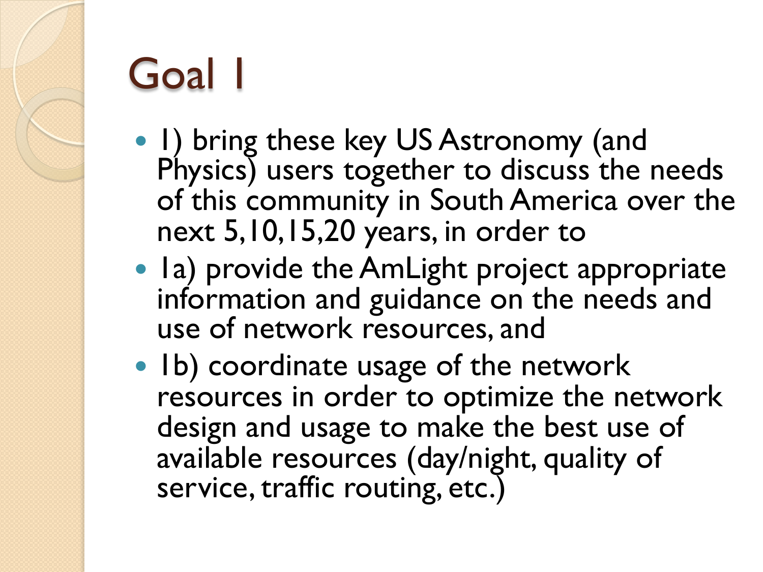# Goal 1

- 1) bring these key US Astronomy (and Physics) users together to discuss the needs of this community in South America over the next 5,10,15,20 years, in order to
- 1a) provide the AmLight project appropriate information and guidance on the needs and use of network resources, and
- 1b) coordinate usage of the network resources in order to optimize the network design and usage to make the best use of available resources (day/night, quality of service, traffic routing, etc.)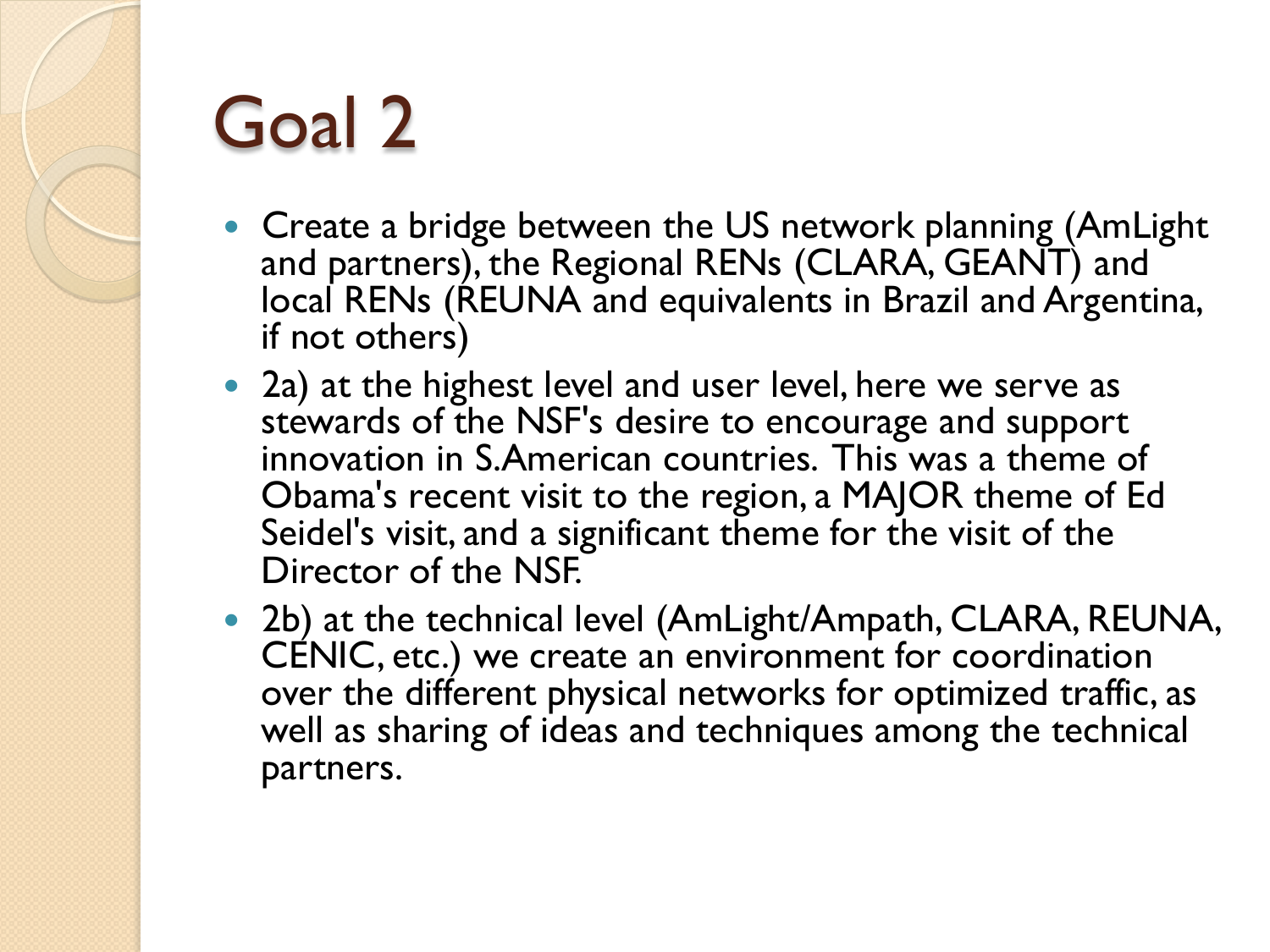# Goal 2

- Create a bridge between the US network planning (AmLight and partners), the Regional RENs (CLARA, GEANT) and local RENs (REUNA and equivalents in Brazil and Argentina, if not others)
- 2a) at the highest level and user level, here we serve as stewards of the NSF's desire to encourage and support innovation in S.American countries. This was a theme of Obama's recent visit to the region, a MAJOR theme of Ed Seidel's visit, and a significant theme for the visit of the Director of the NSF.
- 2b) at the technical level (AmLight/Ampath, CLARA, REUNA, CENIC, etc.) we create an environment for coordination over the different physical networks for optimized traffic, as well as sharing of ideas and techniques among the technical partners.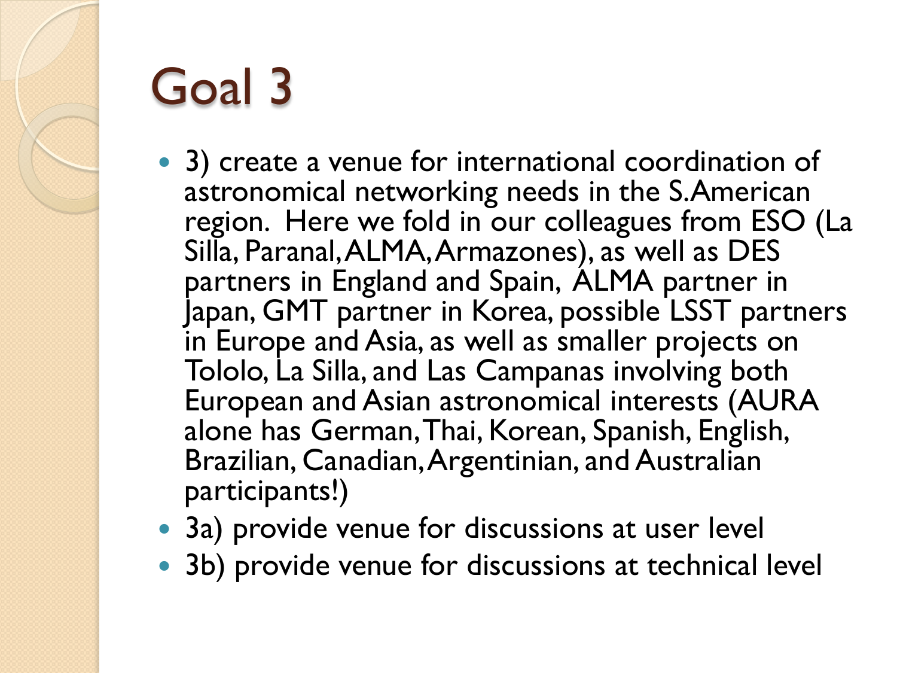# Goal 3

- 3) create a venue for international coordination of astronomical networking needs in the S.American region. Here we fold in our colleagues from ESO (La Silla, Paranal, ALMA, Armazones), as well as DES partners in England and Spain, ALMA partner in Japan, GMT partner in Korea, possible LSST partners in Europe and Asia, as well as smaller projects on Tololo, La Silla, and Las Campanas involving both European and Asian astronomical interests (AURA alone has German, Thai, Korean, Spanish, English, Brazilian, Canadian, Argentinian, and Australian participants!)
- 3a) provide venue for discussions at user level
- 3b) provide venue for discussions at technical level